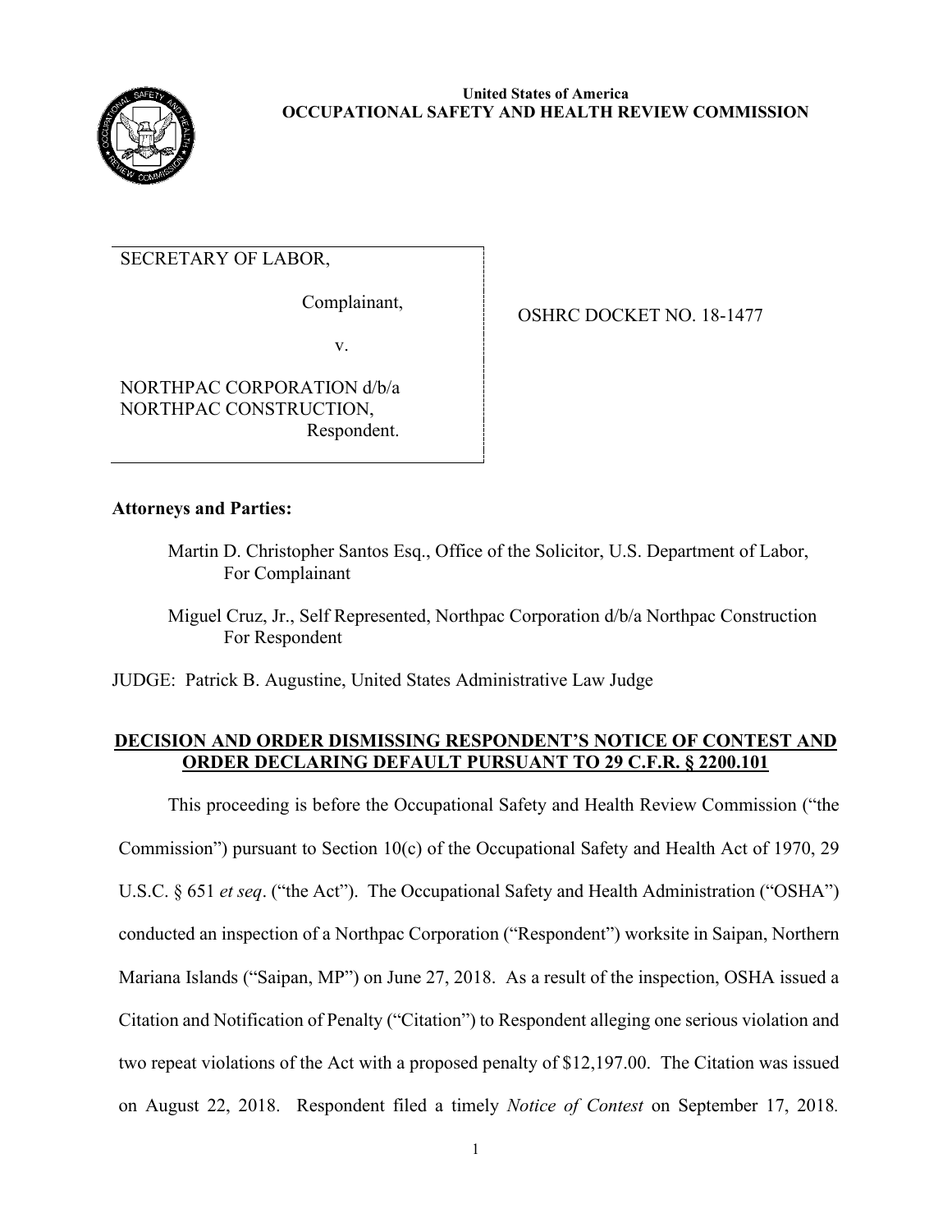**United States of America**
**OCCUPATIONAL SAFETY AND HEALTH REVIEW COMMISSION**

| | |
|---|---|
| SECRETARY OF LABOR,<br><br>Complainant,<br><br>v.<br><br>NORTHPAC CORPORATION d/b/a NORTHPAC CONSTRUCTION,<br>Respondent. | OSHRC DOCKET NO. 18-1477 |

**Attorneys and Parties:**

Martin D. Christopher Santos Esq., Office of the Solicitor, U.S. Department of Labor, For Complainant

Miguel Cruz, Jr., Self Represented, Northpac Corporation d/b/a Northpac Construction For Respondent

JUDGE: Patrick B. Augustine, United States Administrative Law Judge

## DECISION AND ORDER DISMISSING RESPONDENT'S NOTICE OF CONTEST AND ORDER DECLARING DEFAULT PURSUANT TO 29 C.F.R. § 2200.101

This proceeding is before the Occupational Safety and Health Review Commission ("the Commission") pursuant to Section 10(c) of the Occupational Safety and Health Act of 1970, 29 U.S.C. § 651 *et seq*. ("the Act"). The Occupational Safety and Health Administration ("OSHA") conducted an inspection of a Northpac Corporation ("Respondent") worksite in Saipan, Northern Mariana Islands ("Saipan, MP") on June 27, 2018. As a result of the inspection, OSHA issued a Citation and Notification of Penalty ("Citation") to Respondent alleging one serious violation and two repeat violations of the Act with a proposed penalty of $12,197.00. The Citation was issued on August 22, 2018. Respondent filed a timely *Notice of Contest* on September 17, 2018.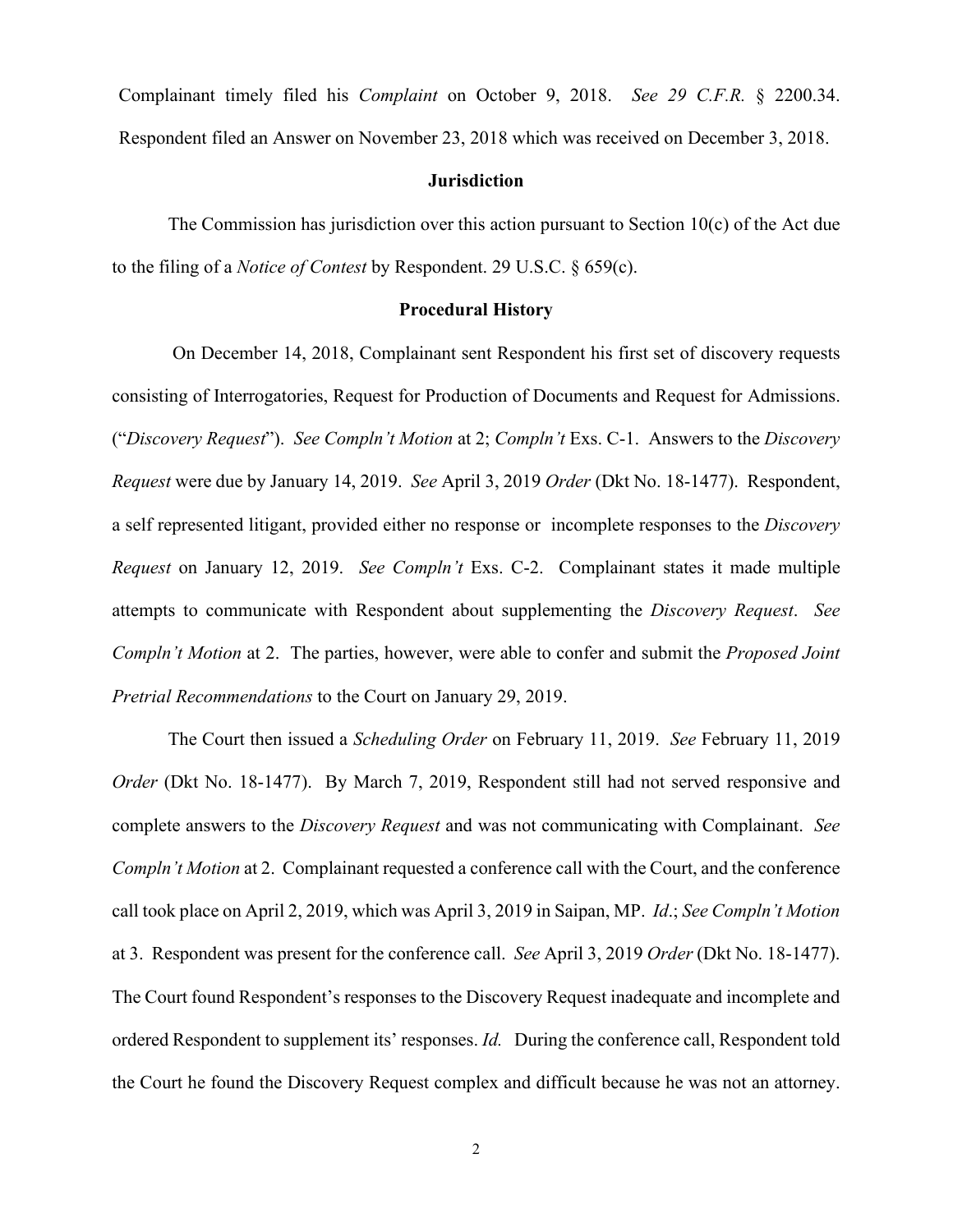Complainant timely filed his *Complaint* on October 9, 2018. *See 29 C.F.R.* § 2200.34. Respondent filed an Answer on November 23, 2018 which was received on December 3, 2018.

**Jurisdiction**

The Commission has jurisdiction over this action pursuant to Section 10(c) of the Act due to the filing of a *Notice of Contest* by Respondent. 29 U.S.C. § 659(c).

**Procedural History**

On December 14, 2018, Complainant sent Respondent his first set of discovery requests consisting of Interrogatories, Request for Production of Documents and Request for Admissions. ("*Discovery Request*"). *See Compln't Motion* at 2; *Compln't* Exs. C-1. Answers to the *Discovery Request* were due by January 14, 2019. *See* April 3, 2019 *Order* (Dkt No. 18-1477). Respondent, a self represented litigant, provided either no response or incomplete responses to the *Discovery Request* on January 12, 2019. *See Compln't* Exs. C-2. Complainant states it made multiple attempts to communicate with Respondent about supplementing the *Discovery Request*. *See Compln't Motion* at 2. The parties, however, were able to confer and submit the *Proposed Joint Pretrial Recommendations* to the Court on January 29, 2019.

The Court then issued a *Scheduling Order* on February 11, 2019. *See* February 11, 2019 *Order* (Dkt No. 18-1477). By March 7, 2019, Respondent still had not served responsive and complete answers to the *Discovery Request* and was not communicating with Complainant. *See Compln't Motion* at 2. Complainant requested a conference call with the Court, and the conference call took place on April 2, 2019, which was April 3, 2019 in Saipan, MP. *Id*.; *See Compln't Motion* at 3. Respondent was present for the conference call. *See* April 3, 2019 *Order* (Dkt No. 18-1477). The Court found Respondent's responses to the Discovery Request inadequate and incomplete and ordered Respondent to supplement its' responses. *Id.* During the conference call, Respondent told the Court he found the Discovery Request complex and difficult because he was not an attorney.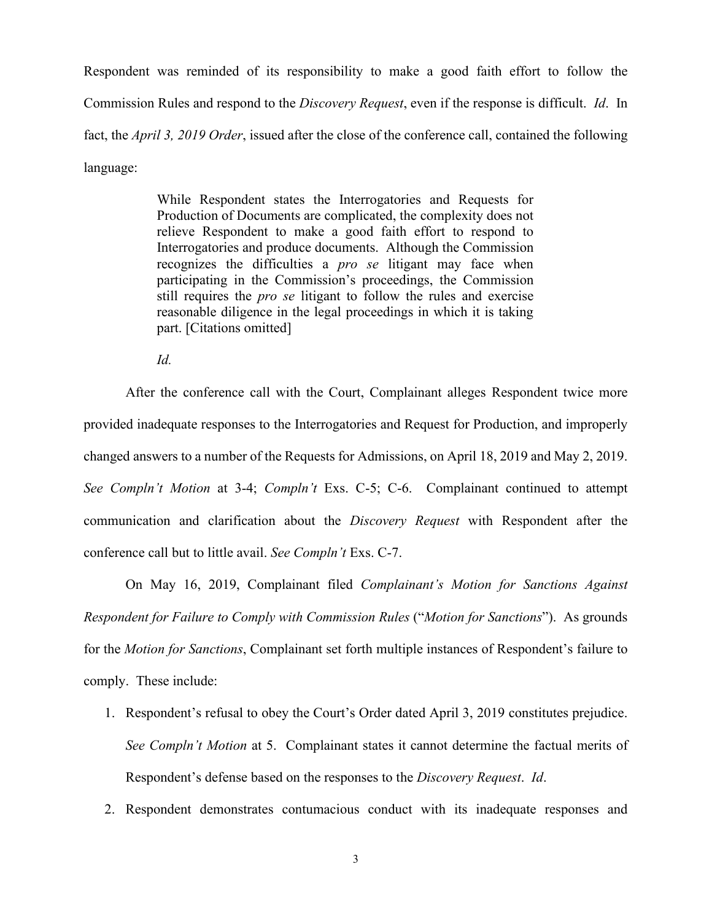Respondent was reminded of its responsibility to make a good faith effort to follow the Commission Rules and respond to the *Discovery Request*, even if the response is difficult. *Id*. In fact, the *April 3, 2019 Order*, issued after the close of the conference call, contained the following language:

> While Respondent states the Interrogatories and Requests for Production of Documents are complicated, the complexity does not relieve Respondent to make a good faith effort to respond to Interrogatories and produce documents. Although the Commission recognizes the difficulties a *pro se* litigant may face when participating in the Commission's proceedings, the Commission still requires the *pro se* litigant to follow the rules and exercise reasonable diligence in the legal proceedings in which it is taking part. [Citations omitted]
>
> *Id.*

After the conference call with the Court, Complainant alleges Respondent twice more provided inadequate responses to the Interrogatories and Request for Production, and improperly changed answers to a number of the Requests for Admissions, on April 18, 2019 and May 2, 2019. *See Compln't Motion* at 3-4; *Compln't* Exs. C-5; C-6. Complainant continued to attempt communication and clarification about the *Discovery Request* with Respondent after the conference call but to little avail. *See Compln't* Exs. C-7.

On May 16, 2019, Complainant filed *Complainant's Motion for Sanctions Against Respondent for Failure to Comply with Commission Rules* ("*Motion for Sanctions*"). As grounds for the *Motion for Sanctions*, Complainant set forth multiple instances of Respondent's failure to comply. These include:

1. Respondent's refusal to obey the Court's Order dated April 3, 2019 constitutes prejudice. *See Compln't Motion* at 5. Complainant states it cannot determine the factual merits of Respondent's defense based on the responses to the *Discovery Request*. *Id*.
2. Respondent demonstrates contumacious conduct with its inadequate responses and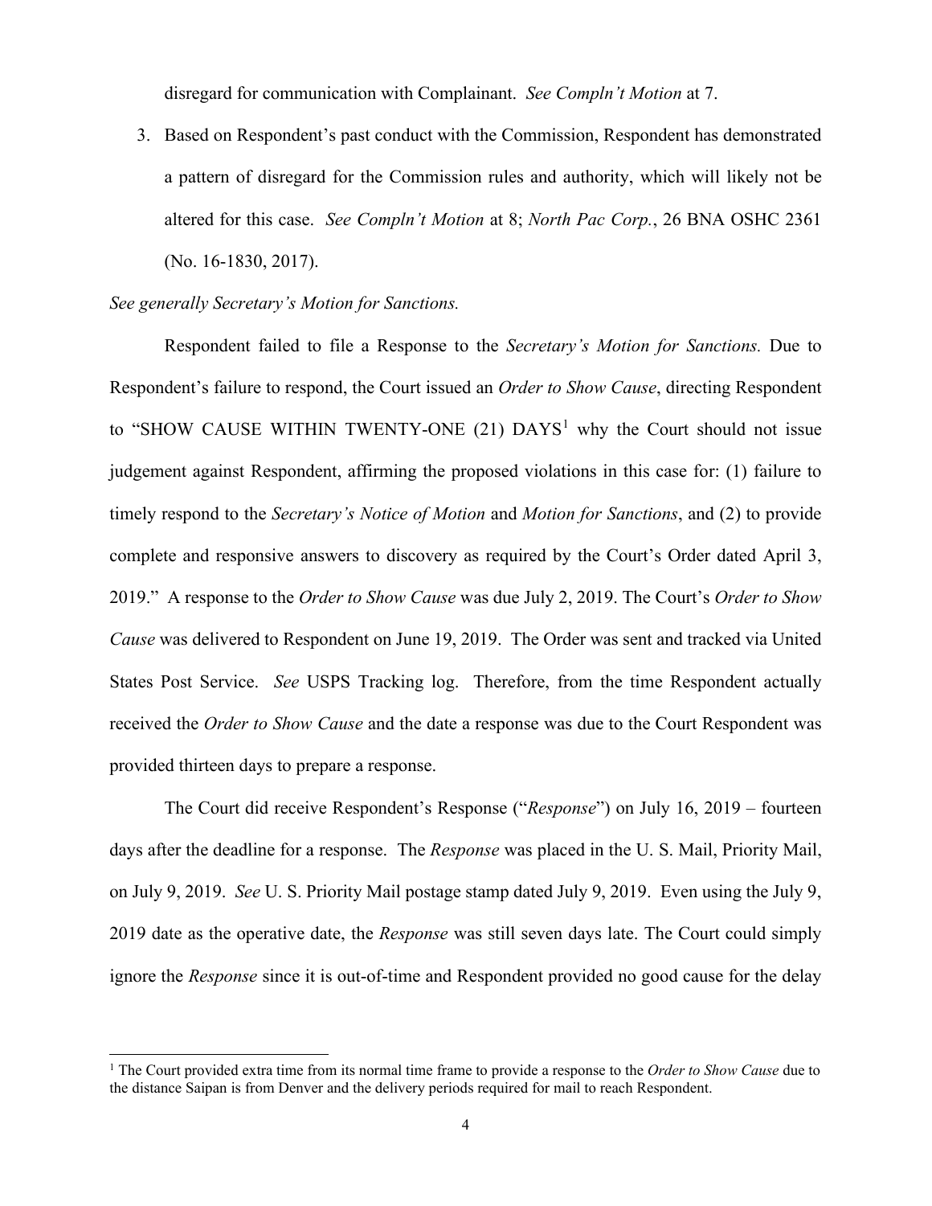disregard for communication with Complainant. *See Compln't Motion* at 7.

3. Based on Respondent's past conduct with the Commission, Respondent has demonstrated a pattern of disregard for the Commission rules and authority, which will likely not be altered for this case. *See Compln't Motion* at 8; *North Pac Corp.*, 26 BNA OSHC 2361 (No. 16-1830, 2017).

*See generally Secretary's Motion for Sanctions.*

Respondent failed to file a Response to the *Secretary's Motion for Sanctions.* Due to Respondent's failure to respond, the Court issued an *Order to Show Cause*, directing Respondent to "SHOW CAUSE WITHIN TWENTY-ONE (21) DAYS[1] why the Court should not issue judgement against Respondent, affirming the proposed violations in this case for: (1) failure to timely respond to the *Secretary's Notice of Motion* and *Motion for Sanctions*, and (2) to provide complete and responsive answers to discovery as required by the Court's Order dated April 3, 2019." A response to the *Order to Show Cause* was due July 2, 2019. The Court's *Order to Show Cause* was delivered to Respondent on June 19, 2019. The Order was sent and tracked via United States Post Service. *See* USPS Tracking log. Therefore, from the time Respondent actually received the *Order to Show Cause* and the date a response was due to the Court Respondent was provided thirteen days to prepare a response.

The Court did receive Respondent's Response ("*Response*") on July 16, 2019 – fourteen days after the deadline for a response. The *Response* was placed in the U. S. Mail, Priority Mail, on July 9, 2019. *See* U. S. Priority Mail postage stamp dated July 9, 2019. Even using the July 9, 2019 date as the operative date, the *Response* was still seven days late. The Court could simply ignore the *Response* since it is out-of-time and Respondent provided no good cause for the delay

[1] The Court provided extra time from its normal time frame to provide a response to the *Order to Show Cause* due to the distance Saipan is from Denver and the delivery periods required for mail to reach Respondent.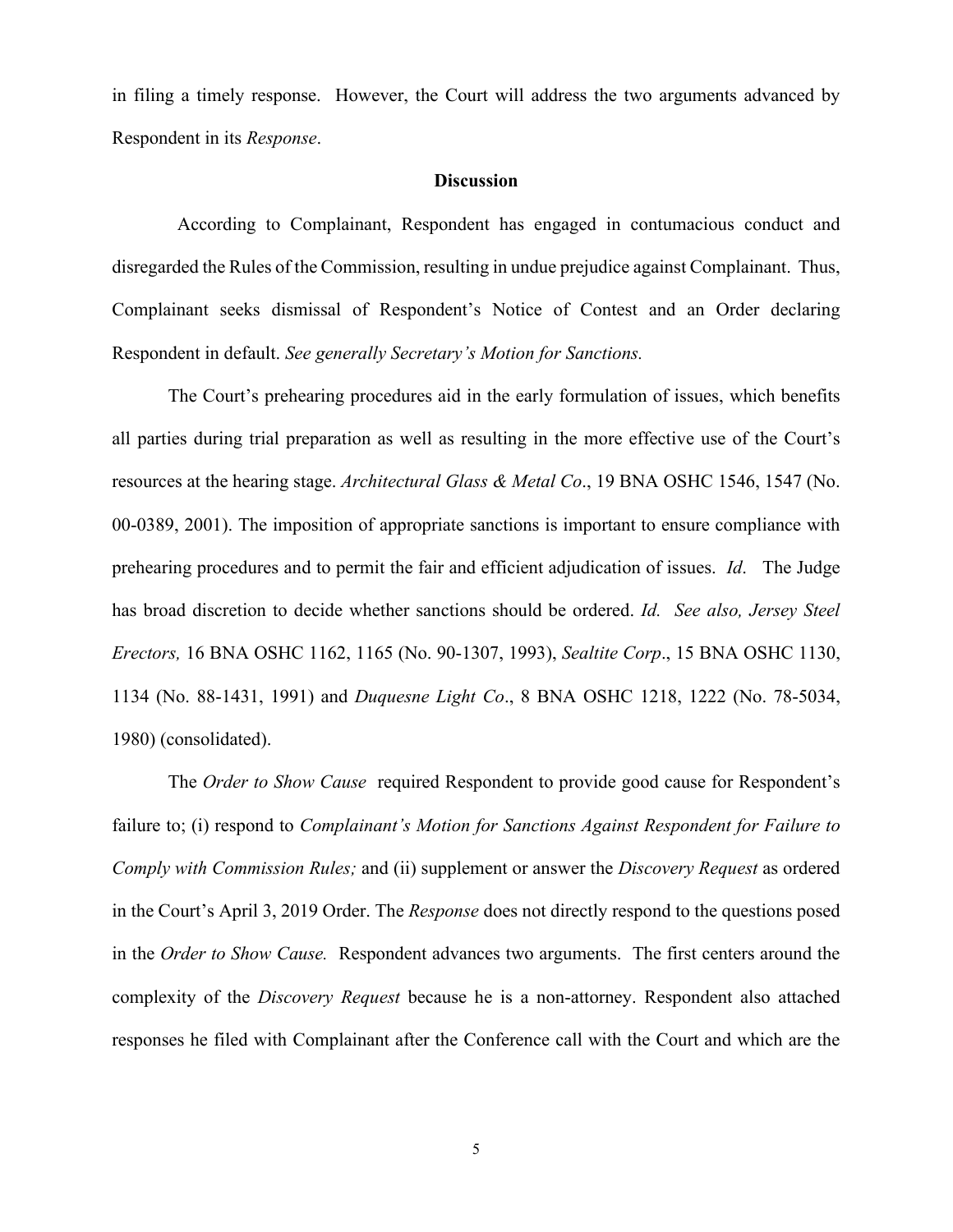in filing a timely response. However, the Court will address the two arguments advanced by Respondent in its *Response*.

**Discussion**

According to Complainant, Respondent has engaged in contumacious conduct and disregarded the Rules of the Commission, resulting in undue prejudice against Complainant. Thus, Complainant seeks dismissal of Respondent's Notice of Contest and an Order declaring Respondent in default. *See generally Secretary's Motion for Sanctions.*

The Court's prehearing procedures aid in the early formulation of issues, which benefits all parties during trial preparation as well as resulting in the more effective use of the Court's resources at the hearing stage. *Architectural Glass & Metal Co*., 19 BNA OSHC 1546, 1547 (No. 00-0389, 2001). The imposition of appropriate sanctions is important to ensure compliance with prehearing procedures and to permit the fair and efficient adjudication of issues. *Id*. The Judge has broad discretion to decide whether sanctions should be ordered. *Id*. *See also, Jersey Steel Erectors,* 16 BNA OSHC 1162, 1165 (No. 90-1307, 1993), *Sealtite Corp*., 15 BNA OSHC 1130, 1134 (No. 88-1431, 1991) and *Duquesne Light Co*., 8 BNA OSHC 1218, 1222 (No. 78-5034, 1980) (consolidated).

The *Order to Show Cause* required Respondent to provide good cause for Respondent's failure to; (i) respond to *Complainant's Motion for Sanctions Against Respondent for Failure to Comply with Commission Rules;* and (ii) supplement or answer the *Discovery Request* as ordered in the Court's April 3, 2019 Order. The *Response* does not directly respond to the questions posed in the *Order to Show Cause.* Respondent advances two arguments. The first centers around the complexity of the *Discovery Request* because he is a non-attorney. Respondent also attached responses he filed with Complainant after the Conference call with the Court and which are the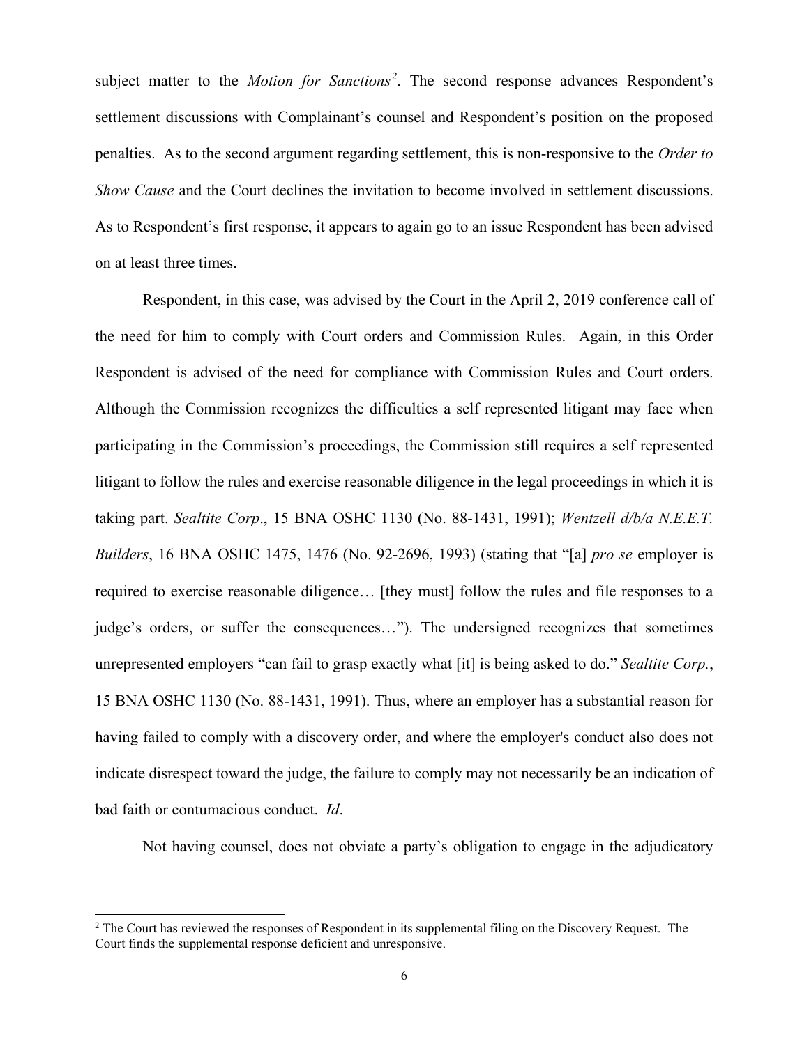subject matter to the *Motion for Sanctions*[2]. The second response advances Respondent's settlement discussions with Complainant's counsel and Respondent's position on the proposed penalties. As to the second argument regarding settlement, this is non-responsive to the *Order to Show Cause* and the Court declines the invitation to become involved in settlement discussions. As to Respondent's first response, it appears to again go to an issue Respondent has been advised on at least three times.

Respondent, in this case, was advised by the Court in the April 2, 2019 conference call of the need for him to comply with Court orders and Commission Rules. Again, in this Order Respondent is advised of the need for compliance with Commission Rules and Court orders. Although the Commission recognizes the difficulties a self represented litigant may face when participating in the Commission's proceedings, the Commission still requires a self represented litigant to follow the rules and exercise reasonable diligence in the legal proceedings in which it is taking part. *Sealtite Corp*., 15 BNA OSHC 1130 (No. 88-1431, 1991); *Wentzell d/b/a N.E.E.T. Builders*, 16 BNA OSHC 1475, 1476 (No. 92-2696, 1993) (stating that "[a] *pro se* employer is required to exercise reasonable diligence… [they must] follow the rules and file responses to a judge's orders, or suffer the consequences…"). The undersigned recognizes that sometimes unrepresented employers "can fail to grasp exactly what [it] is being asked to do." *Sealtite Corp.*, 15 BNA OSHC 1130 (No. 88-1431, 1991). Thus, where an employer has a substantial reason for having failed to comply with a discovery order, and where the employer's conduct also does not indicate disrespect toward the judge, the failure to comply may not necessarily be an indication of bad faith or contumacious conduct. *Id*.

Not having counsel, does not obviate a party's obligation to engage in the adjudicatory

[2] The Court has reviewed the responses of Respondent in its supplemental filing on the Discovery Request. The Court finds the supplemental response deficient and unresponsive.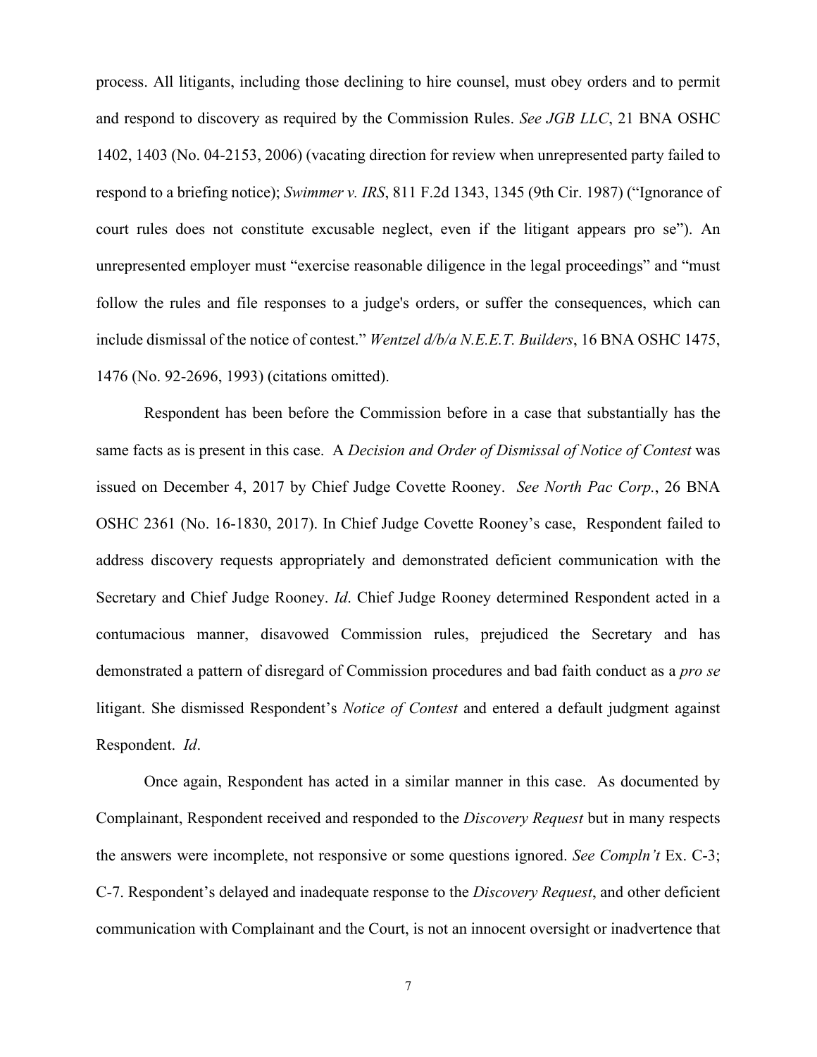process. All litigants, including those declining to hire counsel, must obey orders and to permit and respond to discovery as required by the Commission Rules. *See JGB LLC*, 21 BNA OSHC 1402, 1403 (No. 04-2153, 2006) (vacating direction for review when unrepresented party failed to respond to a briefing notice); *Swimmer v. IRS*, 811 F.2d 1343, 1345 (9th Cir. 1987) ("Ignorance of court rules does not constitute excusable neglect, even if the litigant appears pro se"). An unrepresented employer must "exercise reasonable diligence in the legal proceedings" and "must follow the rules and file responses to a judge's orders, or suffer the consequences, which can include dismissal of the notice of contest." *Wentzel d/b/a N.E.E.T. Builders*, 16 BNA OSHC 1475, 1476 (No. 92-2696, 1993) (citations omitted).

Respondent has been before the Commission before in a case that substantially has the same facts as is present in this case. A *Decision and Order of Dismissal of Notice of Contest* was issued on December 4, 2017 by Chief Judge Covette Rooney. *See North Pac Corp.*, 26 BNA OSHC 2361 (No. 16-1830, 2017). In Chief Judge Covette Rooney's case, Respondent failed to address discovery requests appropriately and demonstrated deficient communication with the Secretary and Chief Judge Rooney. *Id*. Chief Judge Rooney determined Respondent acted in a contumacious manner, disavowed Commission rules, prejudiced the Secretary and has demonstrated a pattern of disregard of Commission procedures and bad faith conduct as a *pro se* litigant. She dismissed Respondent's *Notice of Contest* and entered a default judgment against Respondent. *Id*.

Once again, Respondent has acted in a similar manner in this case. As documented by Complainant, Respondent received and responded to the *Discovery Request* but in many respects the answers were incomplete, not responsive or some questions ignored. *See Compln't* Ex. C-3; C-7. Respondent's delayed and inadequate response to the *Discovery Request*, and other deficient communication with Complainant and the Court, is not an innocent oversight or inadvertence that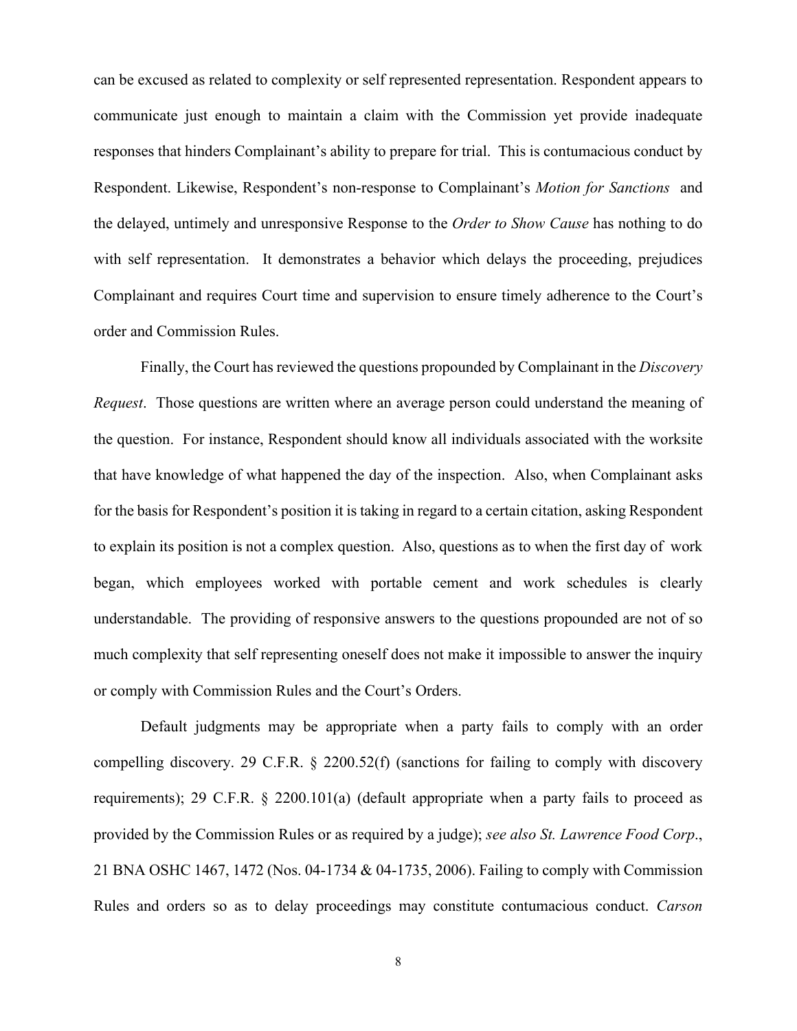can be excused as related to complexity or self represented representation. Respondent appears to communicate just enough to maintain a claim with the Commission yet provide inadequate responses that hinders Complainant's ability to prepare for trial. This is contumacious conduct by Respondent. Likewise, Respondent's non-response to Complainant's *Motion for Sanctions* and the delayed, untimely and unresponsive Response to the *Order to Show Cause* has nothing to do with self representation. It demonstrates a behavior which delays the proceeding, prejudices Complainant and requires Court time and supervision to ensure timely adherence to the Court's order and Commission Rules.

Finally, the Court has reviewed the questions propounded by Complainant in the *Discovery Request*. Those questions are written where an average person could understand the meaning of the question. For instance, Respondent should know all individuals associated with the worksite that have knowledge of what happened the day of the inspection. Also, when Complainant asks for the basis for Respondent's position it is taking in regard to a certain citation, asking Respondent to explain its position is not a complex question. Also, questions as to when the first day of work began, which employees worked with portable cement and work schedules is clearly understandable. The providing of responsive answers to the questions propounded are not of so much complexity that self representing oneself does not make it impossible to answer the inquiry or comply with Commission Rules and the Court's Orders.

Default judgments may be appropriate when a party fails to comply with an order compelling discovery. 29 C.F.R. § 2200.52(f) (sanctions for failing to comply with discovery requirements); 29 C.F.R. § 2200.101(a) (default appropriate when a party fails to proceed as provided by the Commission Rules or as required by a judge); *see also St. Lawrence Food Corp*., 21 BNA OSHC 1467, 1472 (Nos. 04-1734 & 04-1735, 2006). Failing to comply with Commission Rules and orders so as to delay proceedings may constitute contumacious conduct. *Carson*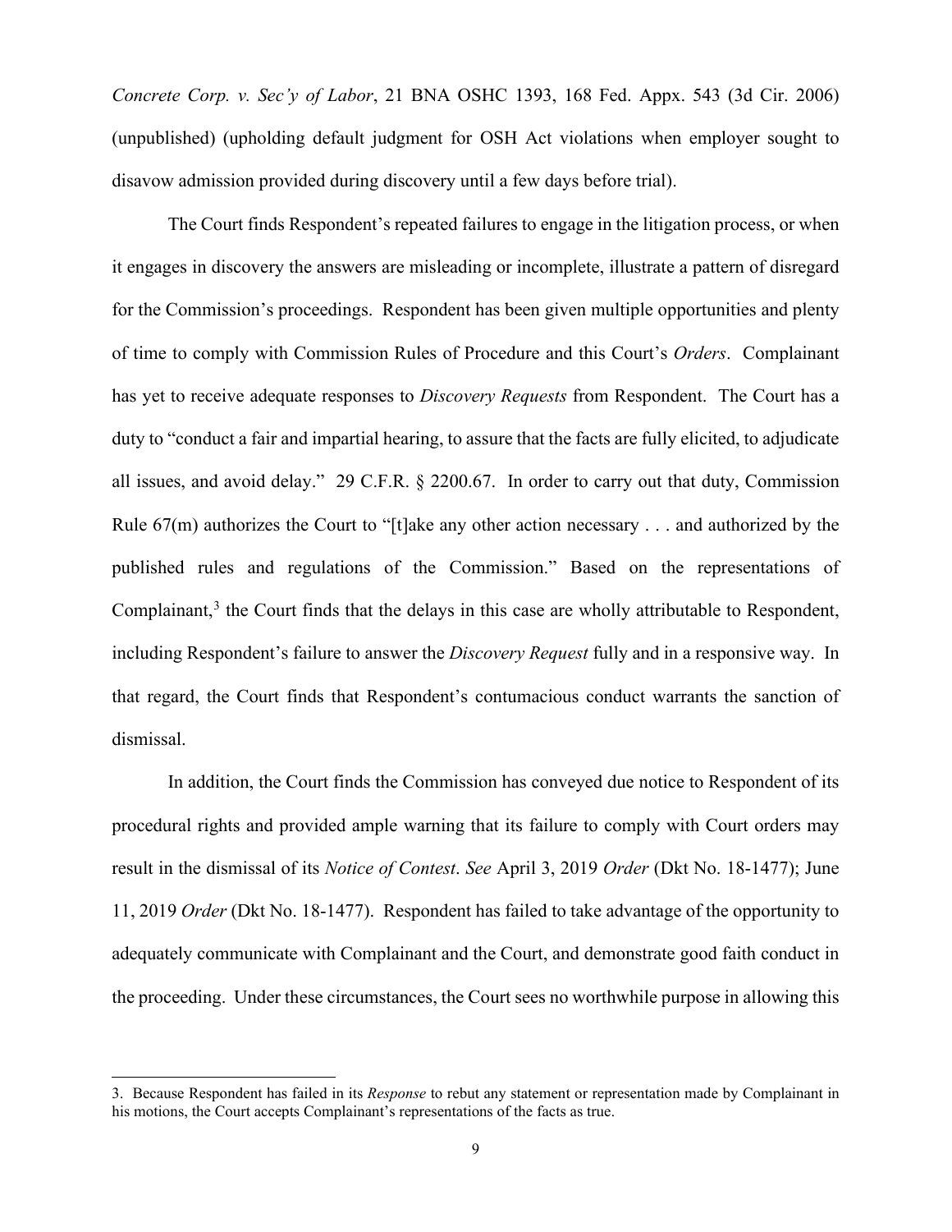*Concrete Corp. v. Sec'y of Labor*, 21 BNA OSHC 1393, 168 Fed. Appx. 543 (3d Cir. 2006) (unpublished) (upholding default judgment for OSH Act violations when employer sought to disavow admission provided during discovery until a few days before trial).

The Court finds Respondent's repeated failures to engage in the litigation process, or when it engages in discovery the answers are misleading or incomplete, illustrate a pattern of disregard for the Commission's proceedings. Respondent has been given multiple opportunities and plenty of time to comply with Commission Rules of Procedure and this Court's *Orders*. Complainant has yet to receive adequate responses to *Discovery Requests* from Respondent. The Court has a duty to "conduct a fair and impartial hearing, to assure that the facts are fully elicited, to adjudicate all issues, and avoid delay." 29 C.F.R. § 2200.67. In order to carry out that duty, Commission Rule 67(m) authorizes the Court to "[t]ake any other action necessary . . . and authorized by the published rules and regulations of the Commission." Based on the representations of Complainant,[3] the Court finds that the delays in this case are wholly attributable to Respondent, including Respondent's failure to answer the *Discovery Request* fully and in a responsive way. In that regard, the Court finds that Respondent's contumacious conduct warrants the sanction of dismissal.

In addition, the Court finds the Commission has conveyed due notice to Respondent of its procedural rights and provided ample warning that its failure to comply with Court orders may result in the dismissal of its *Notice of Contest*. *See* April 3, 2019 *Order* (Dkt No. 18-1477); June 11, 2019 *Order* (Dkt No. 18-1477). Respondent has failed to take advantage of the opportunity to adequately communicate with Complainant and the Court, and demonstrate good faith conduct in the proceeding. Under these circumstances, the Court sees no worthwhile purpose in allowing this

---

3. Because Respondent has failed in its *Response* to rebut any statement or representation made by Complainant in his motions, the Court accepts Complainant's representations of the facts as true.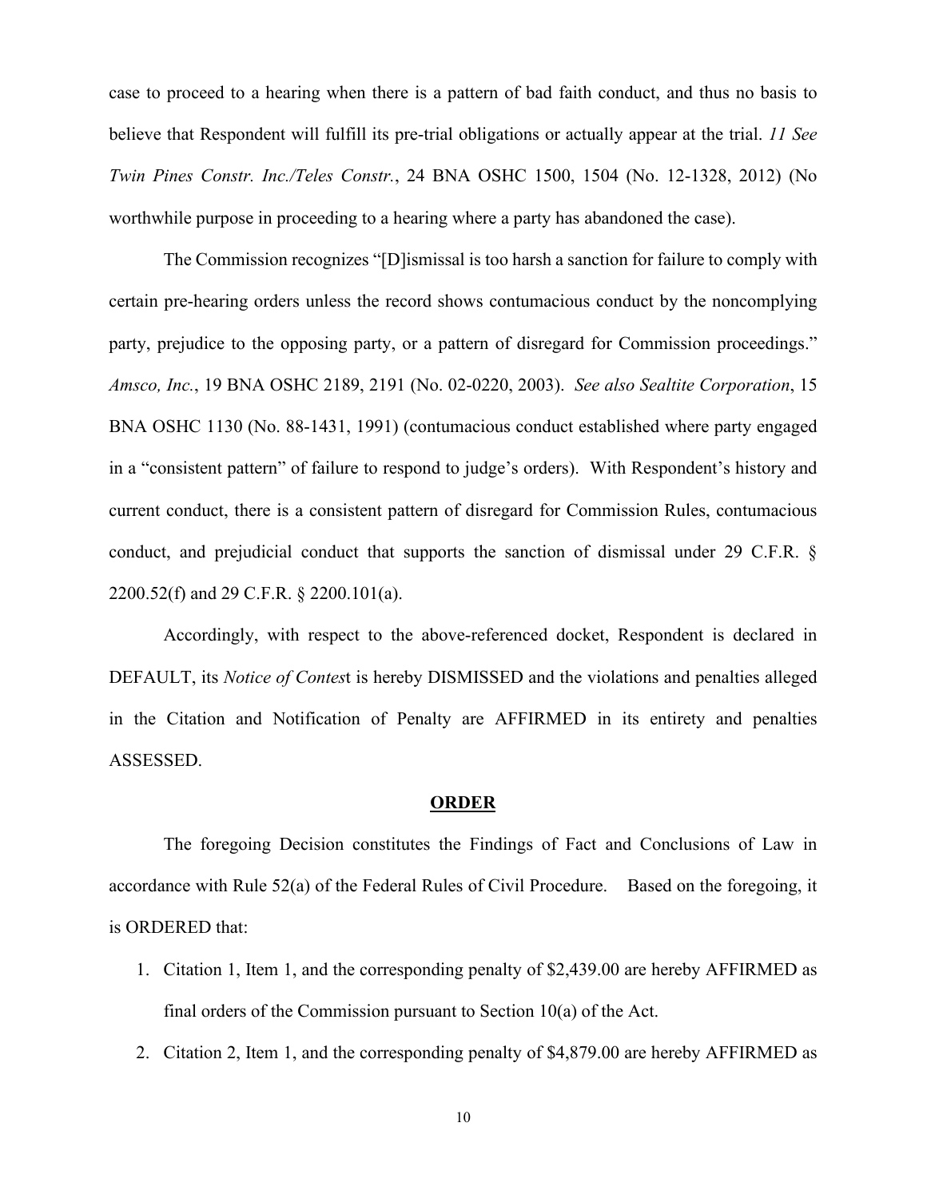case to proceed to a hearing when there is a pattern of bad faith conduct, and thus no basis to believe that Respondent will fulfill its pre-trial obligations or actually appear at the trial. *11 See Twin Pines Constr. Inc./Teles Constr.*, 24 BNA OSHC 1500, 1504 (No. 12-1328, 2012) (No worthwhile purpose in proceeding to a hearing where a party has abandoned the case).

The Commission recognizes "[D]ismissal is too harsh a sanction for failure to comply with certain pre-hearing orders unless the record shows contumacious conduct by the noncomplying party, prejudice to the opposing party, or a pattern of disregard for Commission proceedings." *Amsco, Inc.*, 19 BNA OSHC 2189, 2191 (No. 02-0220, 2003). *See also Sealtite Corporation*, 15 BNA OSHC 1130 (No. 88-1431, 1991) (contumacious conduct established where party engaged in a "consistent pattern" of failure to respond to judge's orders). With Respondent's history and current conduct, there is a consistent pattern of disregard for Commission Rules, contumacious conduct, and prejudicial conduct that supports the sanction of dismissal under 29 C.F.R. § 2200.52(f) and 29 C.F.R. § 2200.101(a).

Accordingly, with respect to the above-referenced docket, Respondent is declared in DEFAULT, its *Notice of Contes*t is hereby DISMISSED and the violations and penalties alleged in the Citation and Notification of Penalty are AFFIRMED in its entirety and penalties ASSESSED.

## **ORDER**

The foregoing Decision constitutes the Findings of Fact and Conclusions of Law in accordance with Rule 52(a) of the Federal Rules of Civil Procedure. Based on the foregoing, it is ORDERED that:

1. Citation 1, Item 1, and the corresponding penalty of $2,439.00 are hereby AFFIRMED as final orders of the Commission pursuant to Section 10(a) of the Act.
2. Citation 2, Item 1, and the corresponding penalty of $4,879.00 are hereby AFFIRMED as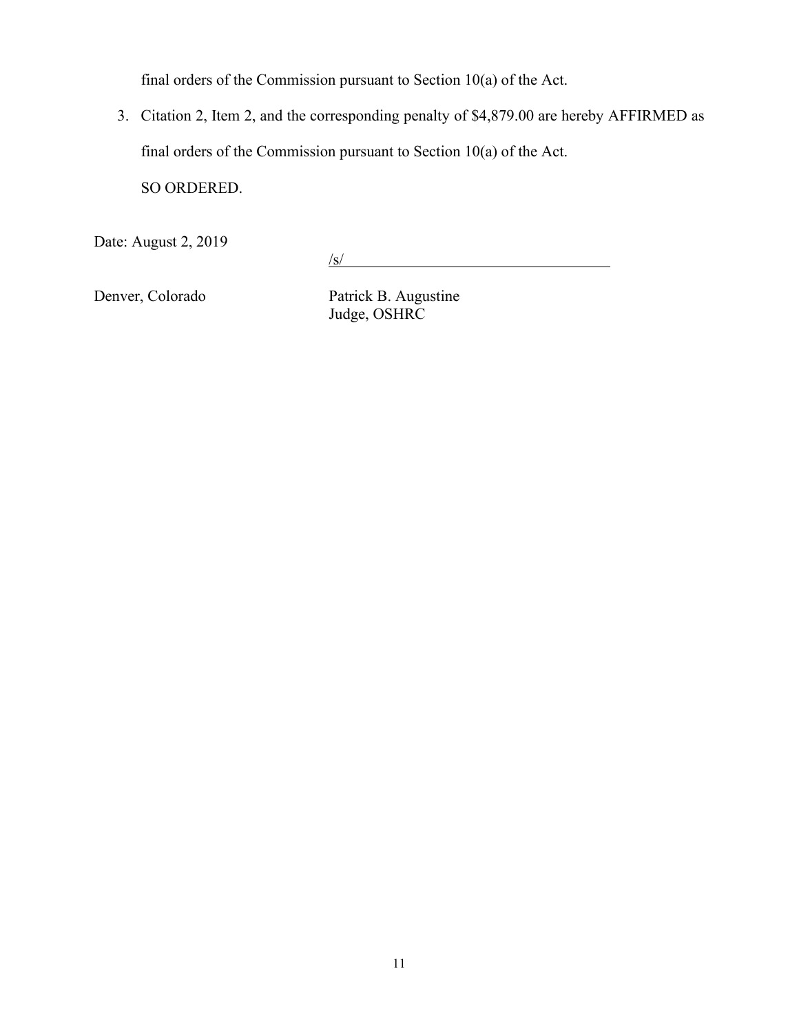final orders of the Commission pursuant to Section 10(a) of the Act.

3. Citation 2, Item 2, and the corresponding penalty of $4,879.00 are hereby AFFIRMED as final orders of the Commission pursuant to Section 10(a) of the Act.

SO ORDERED.

Date: August 2, 2019

/s/

Denver, Colorado

Patrick B. Augustine
Judge, OSHRC